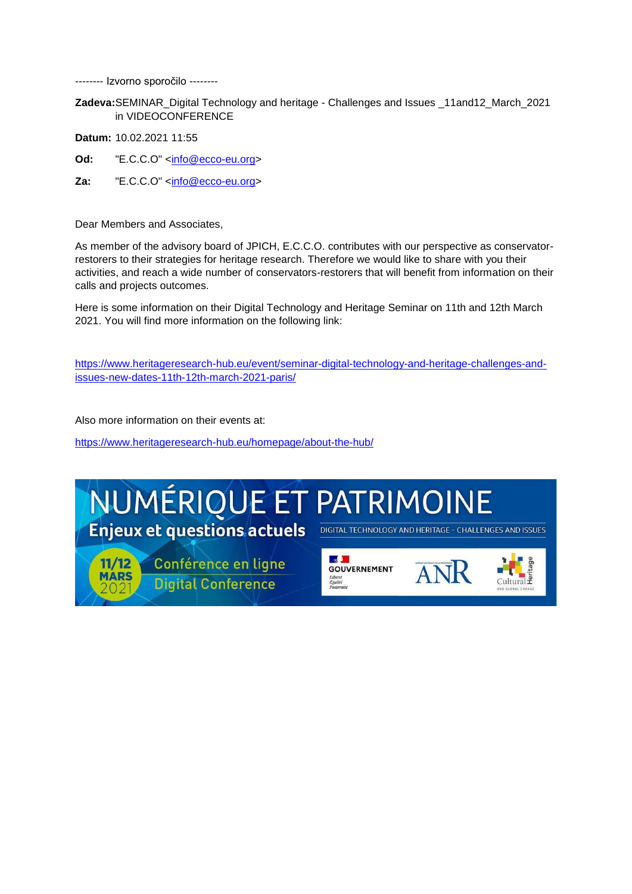-------- Izvorno sporočilo --------

**Zadeva:** SEMINAR_Digital Technology and heritage - Challenges and Issues _11and12_March_2021 in VIDEOCONFERENCE

**Datum:** 10.02.2021 11:55

**Od:** "E.C.C.O" <info@ecco-eu.org>

**Za:** "E.C.C.O" <info@ecco-eu.org>

Dear Members and Associates,

As member of the advisory board of JPICH, E.C.C.O. contributes with our perspective as conservator-restorers to their strategies for heritage research. Therefore we would like to share with you their activities, and reach a wide number of conservators-restorers that will benefit from information on their calls and projects outcomes.

Here is some information on their Digital Technology and Heritage Seminar on 11th and 12th March 2021. You will find more information on the following link:

https://www.heritageresearch-hub.eu/event/seminar-digital-technology-and-heritage-challenges-and-issues-new-dates-11th-12th-march-2021-paris/

Also more information on their events at:

https://www.heritageresearch-hub.eu/homepage/about-the-hub/

NUMÉRIQUE ET PATRIMOINE

Enjeux et questions actuels

DIGITAL TECHNOLOGY AND HERITAGE - CHALLENGES AND ISSUES

11/12 MARS 2021

Conférence en ligne

Digital Conference

GOUVERNEMENT

ANR

Cultural Heritage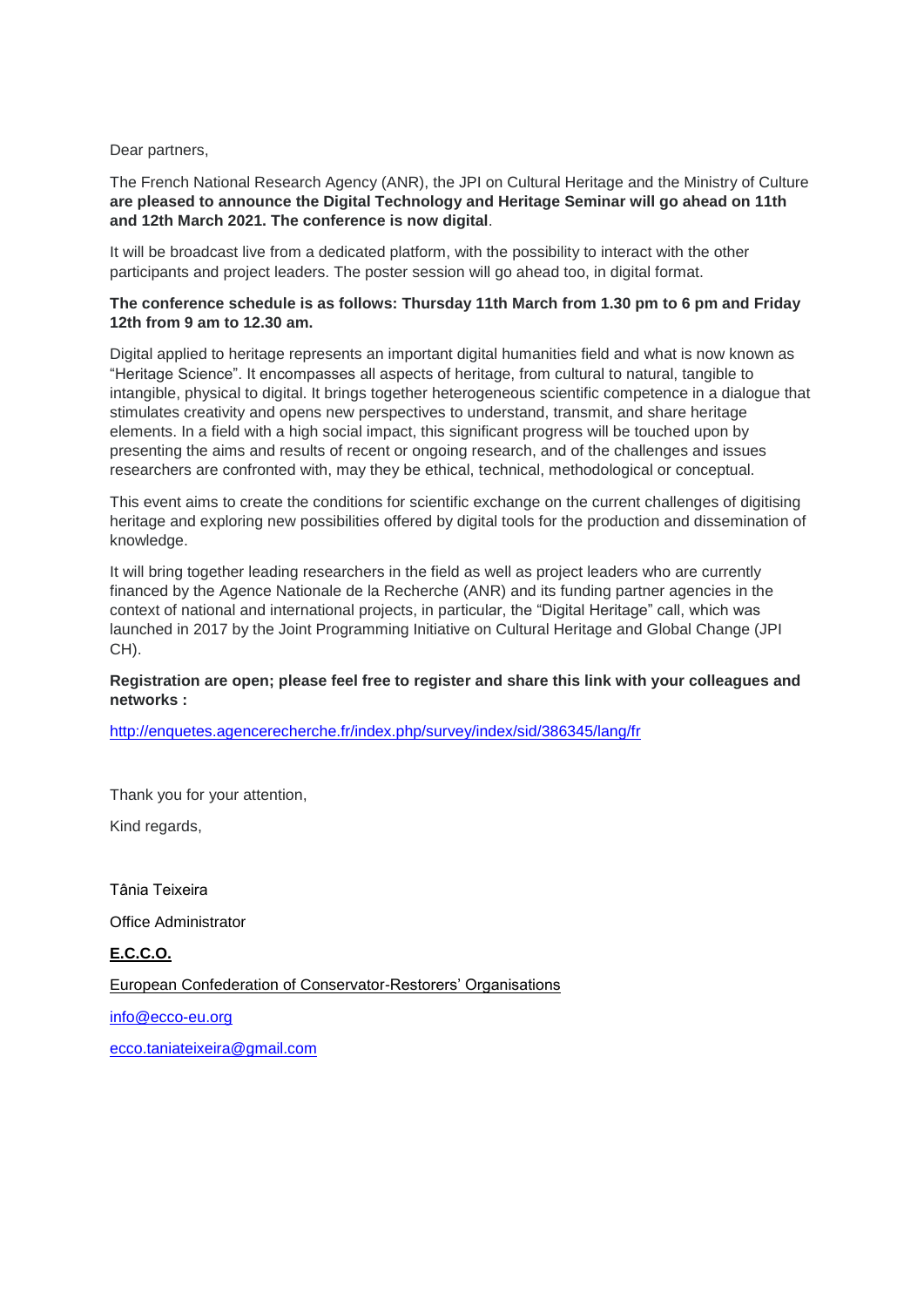Dear partners,

The French National Research Agency (ANR), the JPI on Cultural Heritage and the Ministry of Culture **are pleased to announce the Digital Technology and Heritage Seminar will go ahead on 11th and 12th March 2021. The conference is now digital**.

It will be broadcast live from a dedicated platform, with the possibility to interact with the other participants and project leaders. The poster session will go ahead too, in digital format.

**The conference schedule is as follows: Thursday 11th March from 1.30 pm to 6 pm and Friday 12th from 9 am to 12.30 am.**

Digital applied to heritage represents an important digital humanities field and what is now known as "Heritage Science". It encompasses all aspects of heritage, from cultural to natural, tangible to intangible, physical to digital. It brings together heterogeneous scientific competence in a dialogue that stimulates creativity and opens new perspectives to understand, transmit, and share heritage elements. In a field with a high social impact, this significant progress will be touched upon by presenting the aims and results of recent or ongoing research, and of the challenges and issues researchers are confronted with, may they be ethical, technical, methodological or conceptual.

This event aims to create the conditions for scientific exchange on the current challenges of digitising heritage and exploring new possibilities offered by digital tools for the production and dissemination of knowledge.

It will bring together leading researchers in the field as well as project leaders who are currently financed by the Agence Nationale de la Recherche (ANR) and its funding partner agencies in the context of national and international projects, in particular, the "Digital Heritage" call, which was launched in 2017 by the Joint Programming Initiative on Cultural Heritage and Global Change (JPI CH).

**Registration are open; please feel free to register and share this link with your colleagues and networks :**

http://enquetes.agencerecherche.fr/index.php/survey/index/sid/386345/lang/fr

Thank you for your attention,

Kind regards,

Tânia Teixeira

Office Administrator

**E.C.C.O.**

European Confederation of Conservator-Restorers' Organisations

info@ecco-eu.org

ecco.taniateixeira@gmail.com